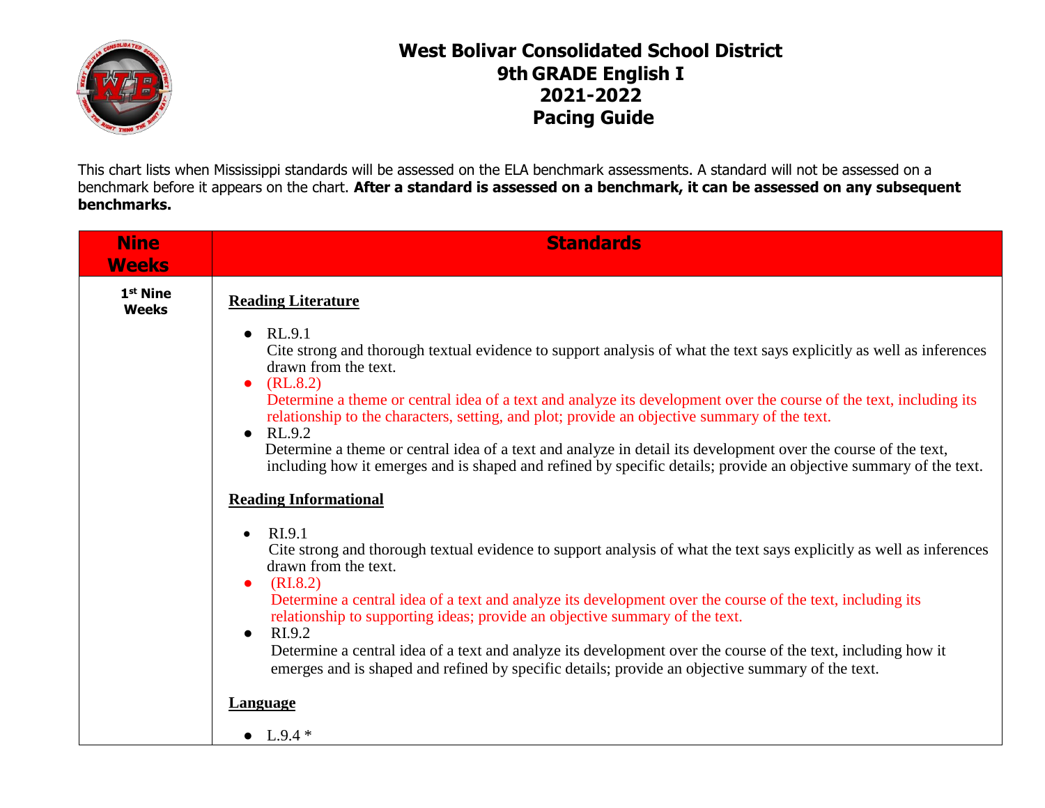# West Bolivar Consolidated School District
# 9th GRADE English I
# 2021-2022
# Pacing Guide

This chart lists when Mississippi standards will be assessed on the ELA benchmark assessments. A standard will not be assessed on a benchmark before it appears on the chart. **After a standard is assessed on a benchmark, it can be assessed on any subsequent benchmarks.**

| Nine Weeks | Standards |
|---|---|
| 1st Nine Weeks | **Reading Literature**<br><br>• RL.9.1<br>Cite strong and thorough textual evidence to support analysis of what the text says explicitly as well as inferences drawn from the text.<br>• (RL.8.2)<br>Determine a theme or central idea of a text and analyze its development over the course of the text, including its relationship to the characters, setting, and plot; provide an objective summary of the text.<br>• RL.9.2<br>Determine a theme or central idea of a text and analyze in detail its development over the course of the text, including how it emerges and is shaped and refined by specific details; provide an objective summary of the text.<br><br>**Reading Informational**<br><br>• RI.9.1<br>Cite strong and thorough textual evidence to support analysis of what the text says explicitly as well as inferences drawn from the text.<br>• (RI.8.2)<br>Determine a central idea of a text and analyze its development over the course of the text, including its relationship to supporting ideas; provide an objective summary of the text.<br>• RI.9.2<br>Determine a central idea of a text and analyze its development over the course of the text, including how it emerges and is shaped and refined by specific details; provide an objective summary of the text.<br><br>**Language**<br><br>• L.9.4 * |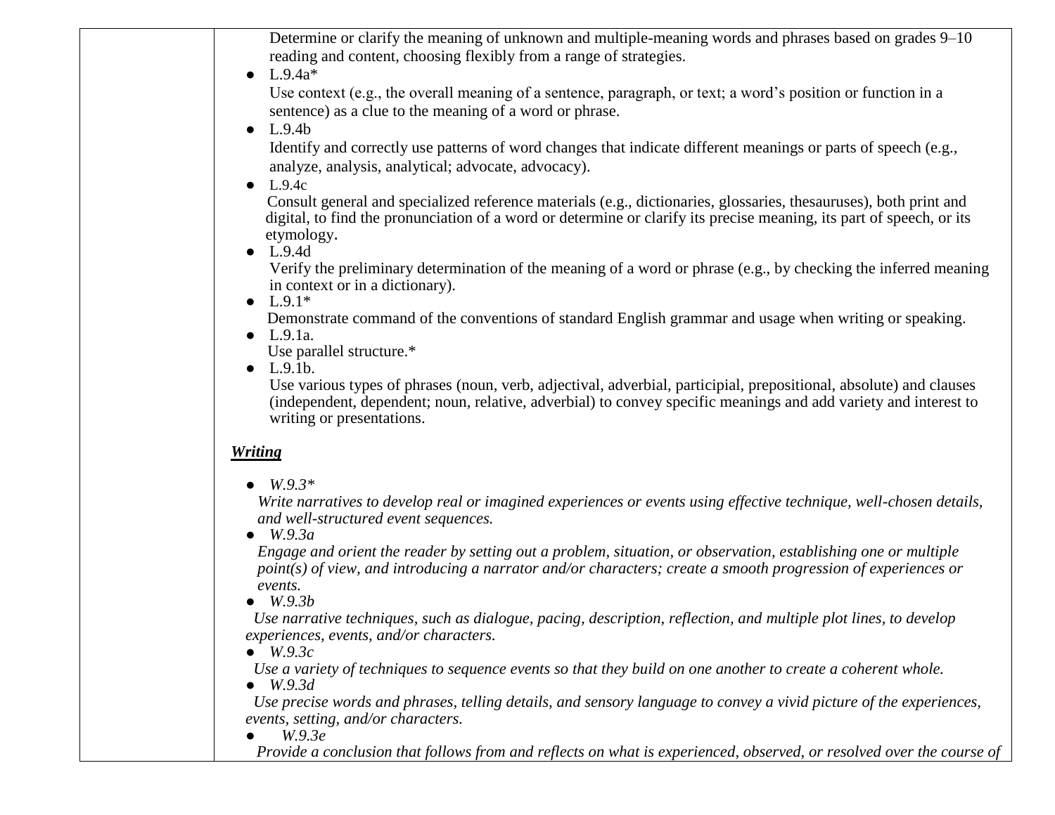| | |
|---|---|
| | Determine or clarify the meaning of unknown and multiple-meaning words and phrases based on grades 9–10 reading and content, choosing flexibly from a range of strategies.<br>● L.9.4a*<br>Use context (e.g., the overall meaning of a sentence, paragraph, or text; a word's position or function in a sentence) as a clue to the meaning of a word or phrase.<br>● L.9.4b<br>Identify and correctly use patterns of word changes that indicate different meanings or parts of speech (e.g., analyze, analysis, analytical; advocate, advocacy).<br>● L.9.4c<br>Consult general and specialized reference materials (e.g., dictionaries, glossaries, thesauruses), both print and digital, to find the pronunciation of a word or determine or clarify its precise meaning, its part of speech, or its etymology.<br>● L.9.4d<br>Verify the preliminary determination of the meaning of a word or phrase (e.g., by checking the inferred meaning in context or in a dictionary).<br>● L.9.1*<br>Demonstrate command of the conventions of standard English grammar and usage when writing or speaking.<br>● L.9.1a.<br>Use parallel structure.*<br>● L.9.1b.<br>Use various types of phrases (noun, verb, adjectival, adverbial, participial, prepositional, absolute) and clauses (independent, dependent; noun, relative, adverbial) to convey specific meanings and add variety and interest to writing or presentations.<br><br>***Writing***<br><br>● *W.9.3**<br>*Write narratives to develop real or imagined experiences or events using effective technique, well-chosen details, and well-structured event sequences.*<br>● *W.9.3a*<br>*Engage and orient the reader by setting out a problem, situation, or observation, establishing one or multiple point(s) of view, and introducing a narrator and/or characters; create a smooth progression of experiences or events.*<br>● *W.9.3b*<br>*Use narrative techniques, such as dialogue, pacing, description, reflection, and multiple plot lines, to develop experiences, events, and/or characters.*<br>● *W.9.3c*<br>*Use a variety of techniques to sequence events so that they build on one another to create a coherent whole.*<br>● *W.9.3d*<br>*Use precise words and phrases, telling details, and sensory language to convey a vivid picture of the experiences, events, setting, and/or characters.*<br>● *W.9.3e*<br>*Provide a conclusion that follows from and reflects on what is experienced, observed, or resolved over the course of* |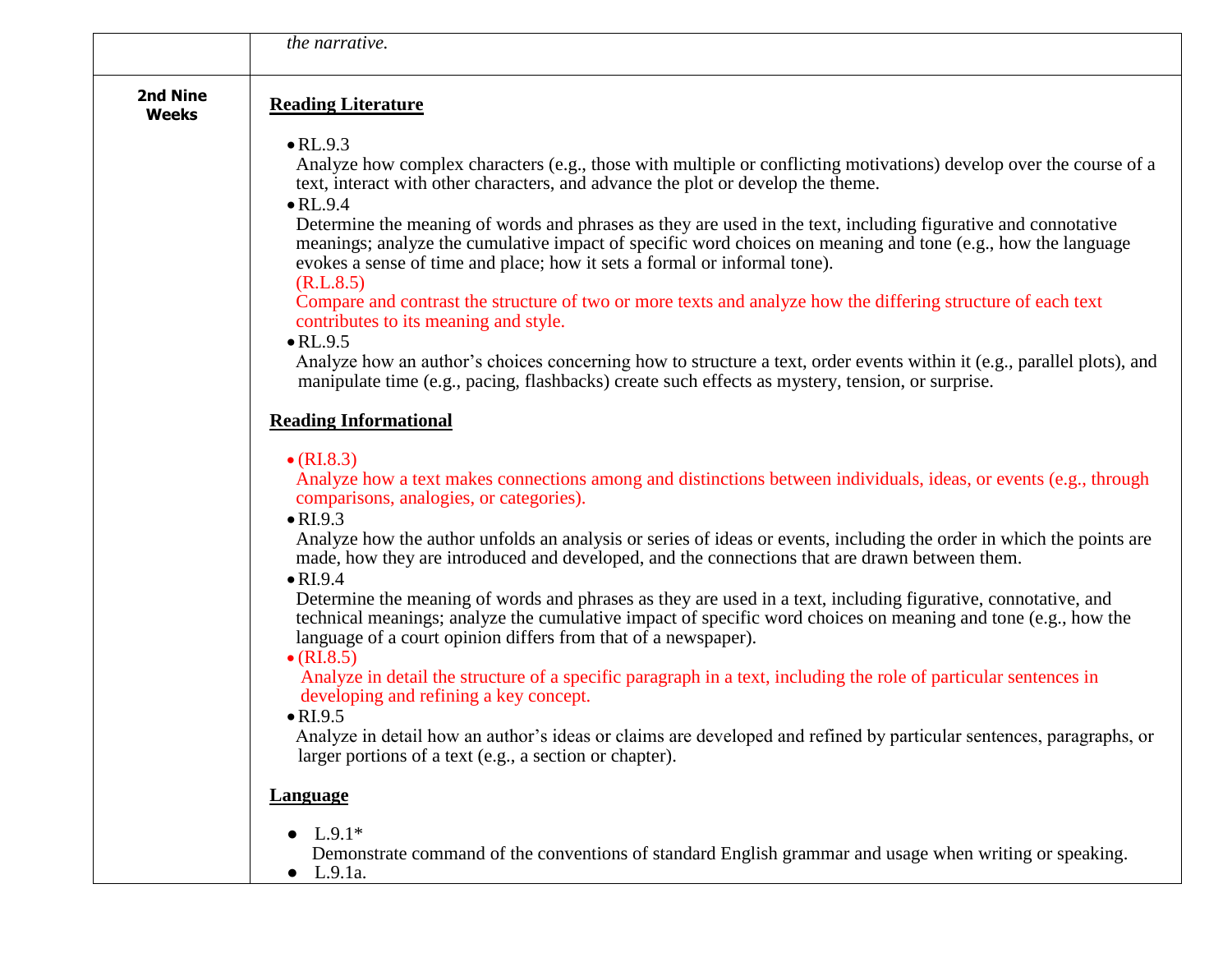| | |
|---|---|
| | *the narrative.* |
| **2nd Nine Weeks** | <u>**Reading Literature**</u><br><br>• RL.9.3<br>Analyze how complex characters (e.g., those with multiple or conflicting motivations) develop over the course of a text, interact with other characters, and advance the plot or develop the theme.<br>• RL.9.4<br>Determine the meaning of words and phrases as they are used in the text, including figurative and connotative meanings; analyze the cumulative impact of specific word choices on meaning and tone (e.g., how the language evokes a sense of time and place; how it sets a formal or informal tone).<br>(R.L.8.5)<br>Compare and contrast the structure of two or more texts and analyze how the differing structure of each text contributes to its meaning and style.<br>• RL.9.5<br>Analyze how an author's choices concerning how to structure a text, order events within it (e.g., parallel plots), and manipulate time (e.g., pacing, flashbacks) create such effects as mystery, tension, or surprise.<br><br><u>**Reading Informational**</u><br><br>• (RI.8.3)<br>Analyze how a text makes connections among and distinctions between individuals, ideas, or events (e.g., through comparisons, analogies, or categories).<br>• RI.9.3<br>Analyze how the author unfolds an analysis or series of ideas or events, including the order in which the points are made, how they are introduced and developed, and the connections that are drawn between them.<br>• RI.9.4<br>Determine the meaning of words and phrases as they are used in a text, including figurative, connotative, and technical meanings; analyze the cumulative impact of specific word choices on meaning and tone (e.g., how the language of a court opinion differs from that of a newspaper).<br>• (RI.8.5)<br>Analyze in detail the structure of a specific paragraph in a text, including the role of particular sentences in developing and refining a key concept.<br>• RI.9.5<br>Analyze in detail how an author's ideas or claims are developed and refined by particular sentences, paragraphs, or larger portions of a text (e.g., a section or chapter).<br><br><u>**Language**</u><br><br>● L.9.1*<br>Demonstrate command of the conventions of standard English grammar and usage when writing or speaking.<br>● L.9.1a. |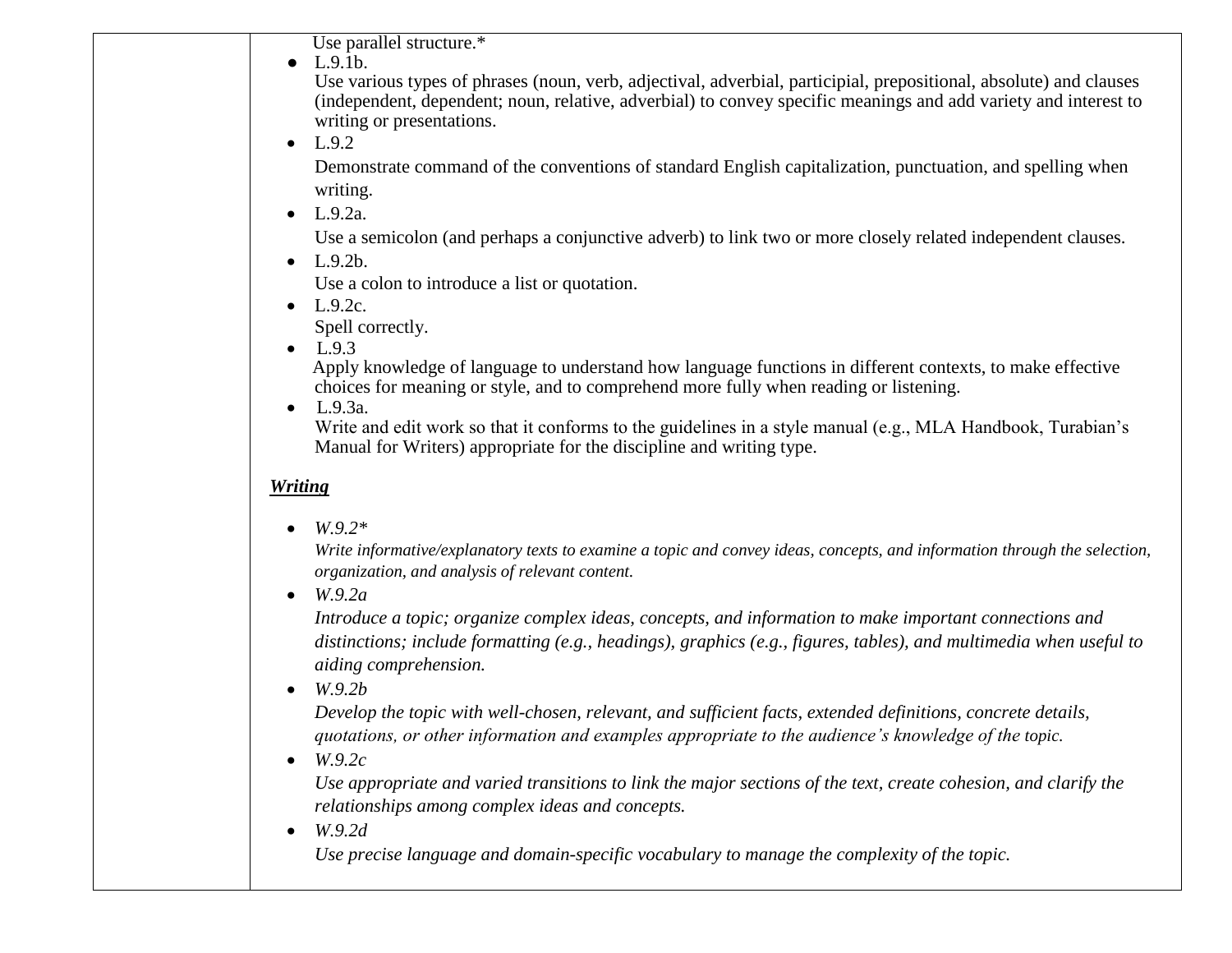Use parallel structure.*

- L.9.1b.
  Use various types of phrases (noun, verb, adjectival, adverbial, participial, prepositional, absolute) and clauses (independent, dependent; noun, relative, adverbial) to convey specific meanings and add variety and interest to writing or presentations.
- L.9.2
  Demonstrate command of the conventions of standard English capitalization, punctuation, and spelling when writing.
- L.9.2a.
  Use a semicolon (and perhaps a conjunctive adverb) to link two or more closely related independent clauses.
- L.9.2b.
  Use a colon to introduce a list or quotation.
- L.9.2c.
  Spell correctly.
- L.9.3
  Apply knowledge of language to understand how language functions in different contexts, to make effective choices for meaning or style, and to comprehend more fully when reading or listening.
- L.9.3a.
  Write and edit work so that it conforms to the guidelines in a style manual (e.g., MLA Handbook, Turabian's Manual for Writers) appropriate for the discipline and writing type.

***Writing***

- *W.9.2**
  *Write informative/explanatory texts to examine a topic and convey ideas, concepts, and information through the selection, organization, and analysis of relevant content.*
- *W.9.2a*
  *Introduce a topic; organize complex ideas, concepts, and information to make important connections and distinctions; include formatting (e.g., headings), graphics (e.g., figures, tables), and multimedia when useful to aiding comprehension.*
- *W.9.2b*
  *Develop the topic with well-chosen, relevant, and sufficient facts, extended definitions, concrete details, quotations, or other information and examples appropriate to the audience's knowledge of the topic.*
- *W.9.2c*
  *Use appropriate and varied transitions to link the major sections of the text, create cohesion, and clarify the relationships among complex ideas and concepts.*
- *W.9.2d*
  *Use precise language and domain-specific vocabulary to manage the complexity of the topic.*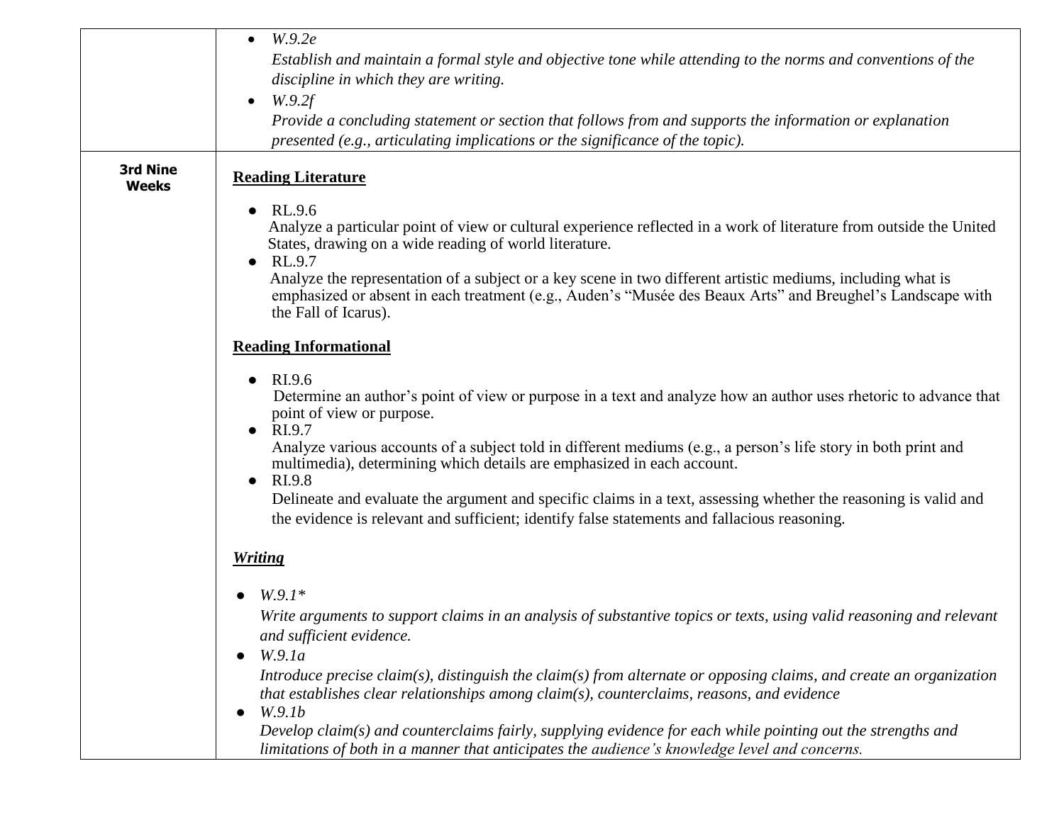| | |
|---|---|
| | • *W.9.2e*<br>*Establish and maintain a formal style and objective tone while attending to the norms and conventions of the discipline in which they are writing.*<br>• *W.9.2f*<br>*Provide a concluding statement or section that follows from and supports the information or explanation presented (e.g., articulating implications or the significance of the topic).* |
| **3rd Nine Weeks** | **Reading Literature**<br><br>● RL.9.6<br>Analyze a particular point of view or cultural experience reflected in a work of literature from outside the United States, drawing on a wide reading of world literature.<br>● RL.9.7<br>Analyze the representation of a subject or a key scene in two different artistic mediums, including what is emphasized or absent in each treatment (e.g., Auden's "Musée des Beaux Arts" and Breughel's Landscape with the Fall of Icarus).<br><br>**Reading Informational**<br><br>● RI.9.6<br>Determine an author's point of view or purpose in a text and analyze how an author uses rhetoric to advance that point of view or purpose.<br>● RI.9.7<br>Analyze various accounts of a subject told in different mediums (e.g., a person's life story in both print and multimedia), determining which details are emphasized in each account.<br>● RI.9.8<br>Delineate and evaluate the argument and specific claims in a text, assessing whether the reasoning is valid and the evidence is relevant and sufficient; identify false statements and fallacious reasoning.<br><br>***Writing***<br><br>● *W.9.1**<br>*Write arguments to support claims in an analysis of substantive topics or texts, using valid reasoning and relevant and sufficient evidence.*<br>● *W.9.1a*<br>*Introduce precise claim(s), distinguish the claim(s) from alternate or opposing claims, and create an organization that establishes clear relationships among claim(s), counterclaims, reasons, and evidence*<br>● *W.9.1b*<br>*Develop claim(s) and counterclaims fairly, supplying evidence for each while pointing out the strengths and limitations of both in a manner that anticipates the audience's knowledge level and concerns.* |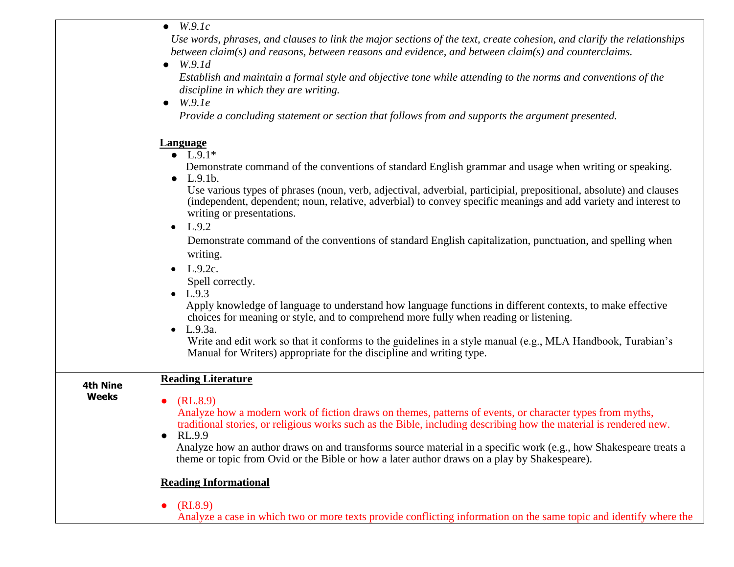| | |
|---|---|
| | ● *W.9.1c*<br>*Use words, phrases, and clauses to link the major sections of the text, create cohesion, and clarify the relationships between claim(s) and reasons, between reasons and evidence, and between claim(s) and counterclaims.*<br>● *W.9.1d*<br>*Establish and maintain a formal style and objective tone while attending to the norms and conventions of the discipline in which they are writing.*<br>● *W.9.1e*<br>*Provide a concluding statement or section that follows from and supports the argument presented.*<br><br>**Language**<br>● L.9.1*<br>Demonstrate command of the conventions of standard English grammar and usage when writing or speaking.<br>● L.9.1b.<br>Use various types of phrases (noun, verb, adjectival, adverbial, participial, prepositional, absolute) and clauses (independent, dependent; noun, relative, adverbial) to convey specific meanings and add variety and interest to writing or presentations.<br>● L.9.2<br>Demonstrate command of the conventions of standard English capitalization, punctuation, and spelling when writing.<br>● L.9.2c.<br>Spell correctly.<br>● L.9.3<br>Apply knowledge of language to understand how language functions in different contexts, to make effective choices for meaning or style, and to comprehend more fully when reading or listening.<br>● L.9.3a.<br>Write and edit work so that it conforms to the guidelines in a style manual (e.g., MLA Handbook, Turabian's Manual for Writers) appropriate for the discipline and writing type. |
| **4th Nine Weeks** | **Reading Literature**<br><br>● (RL.8.9)<br>Analyze how a modern work of fiction draws on themes, patterns of events, or character types from myths, traditional stories, or religious works such as the Bible, including describing how the material is rendered new.<br>● RL.9.9<br>Analyze how an author draws on and transforms source material in a specific work (e.g., how Shakespeare treats a theme or topic from Ovid or the Bible or how a later author draws on a play by Shakespeare).<br><br>**Reading Informational**<br><br>● (RI.8.9)<br>Analyze a case in which two or more texts provide conflicting information on the same topic and identify where the |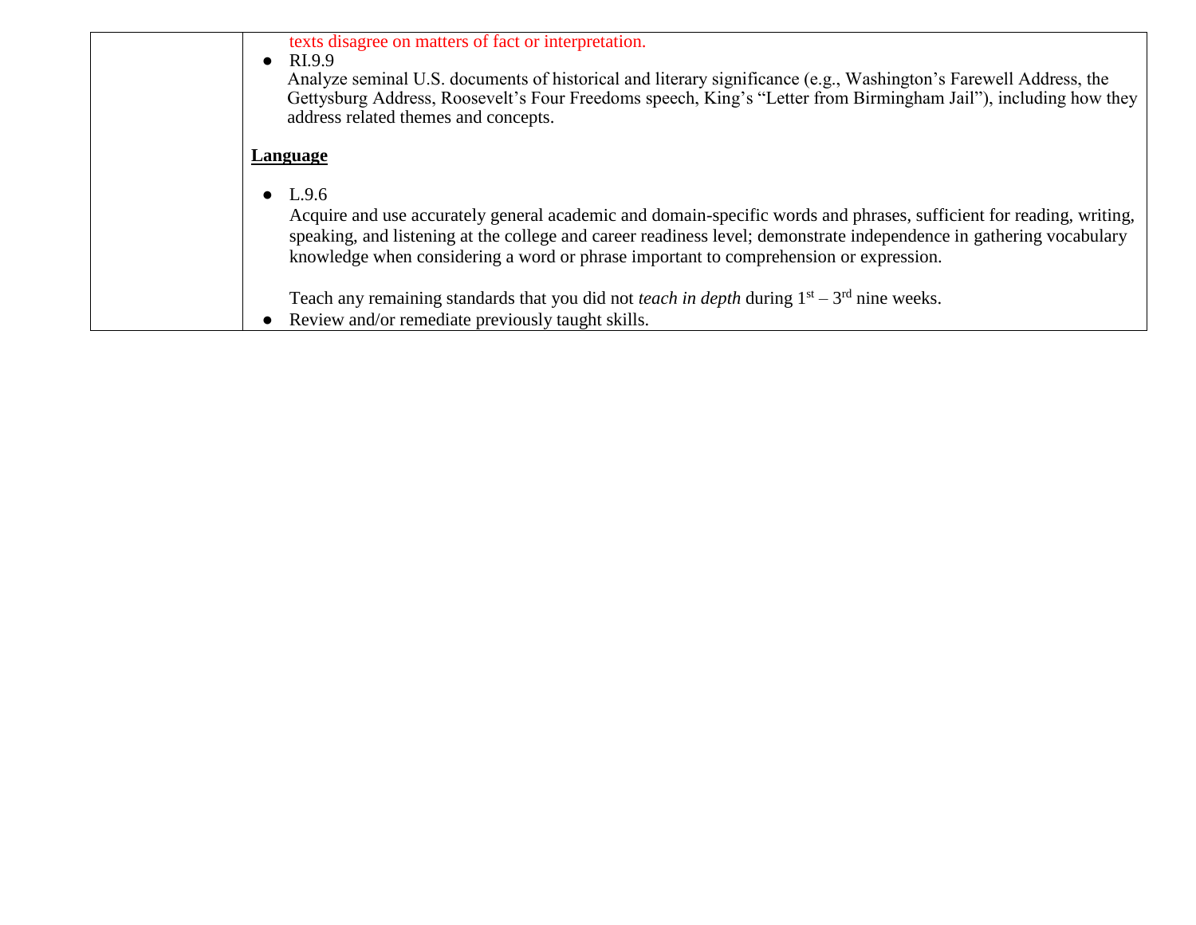| | |
|---|---|
| | texts disagree on matters of fact or interpretation.<br>● RI.9.9<br>Analyze seminal U.S. documents of historical and literary significance (e.g., Washington's Farewell Address, the Gettysburg Address, Roosevelt's Four Freedoms speech, King's "Letter from Birmingham Jail"), including how they address related themes and concepts.<br><br>**Language**<br><br>● L.9.6<br>Acquire and use accurately general academic and domain-specific words and phrases, sufficient for reading, writing, speaking, and listening at the college and career readiness level; demonstrate independence in gathering vocabulary knowledge when considering a word or phrase important to comprehension or expression.<br><br>Teach any remaining standards that you did not *teach in depth* during 1st – 3rd nine weeks.<br>● Review and/or remediate previously taught skills. |